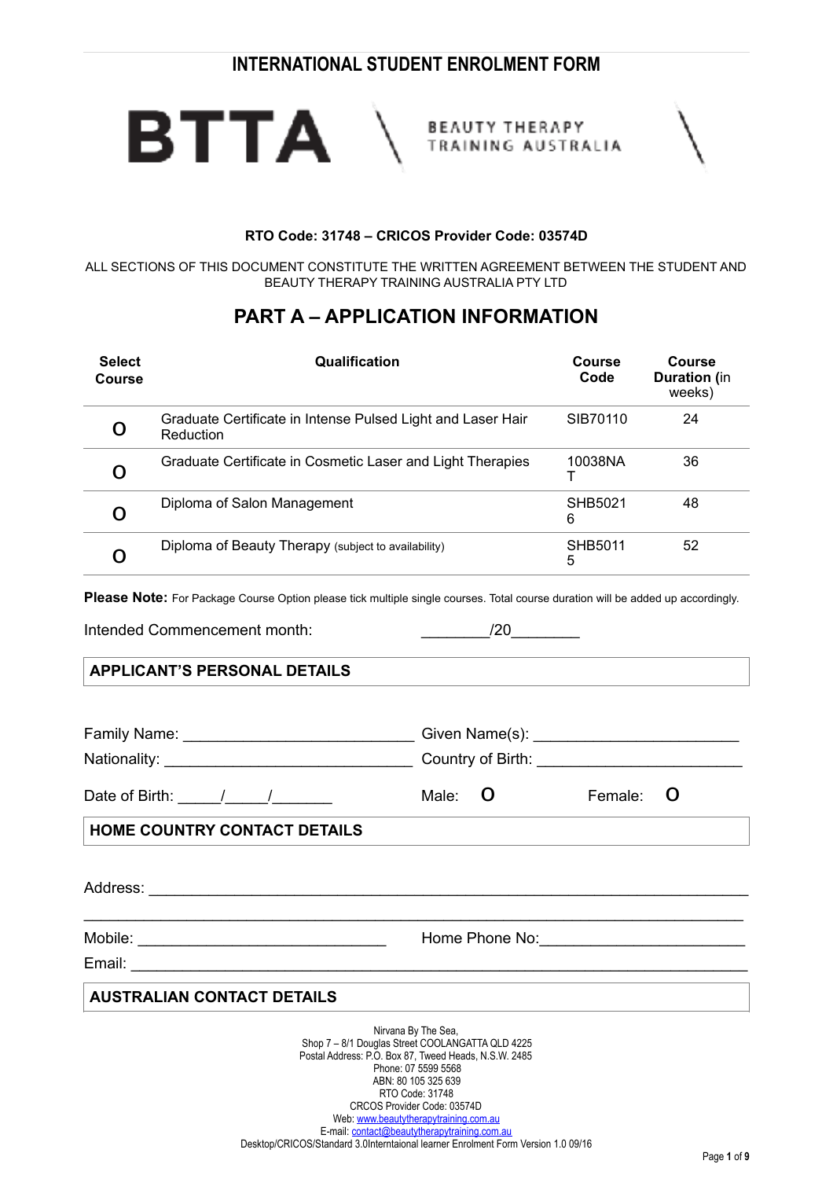# INTERNATIONAL STUDENT ENROLMENT FORM

**BTTA** \ BEAUTY THERAPY TRAINING AUSTRALIA \

**RTO Code: 31748 – CRICOS Provider Code: 03574D**

ALL SECTIONS OF THIS DOCUMENT CONSTITUTE THE WRITTEN AGREEMENT BETWEEN THE STUDENT AND BEAUTY THERAPY TRAINING AUSTRALIA PTY LTD

## PART A – APPLICATION INFORMATION

| Select Course | Qualification | Course Code | Course Duration (in weeks) |
|---|---|---|---|
| O | Graduate Certificate in Intense Pulsed Light and Laser Hair Reduction | SIB70110 | 24 |
| O | Graduate Certificate in Cosmetic Laser and Light Therapies | 10038NAT | 36 |
| O | Diploma of Salon Management | SHB50216 | 48 |
| O | Diploma of Beauty Therapy (subject to availability) | SHB50115 | 52 |

**Please Note:** For Package Course Option please tick multiple single courses. Total course duration will be added up accordingly.

Intended Commencement month: ________/20________

### APPLICANT'S PERSONAL DETAILS

Family Name: ___________________________ Given Name(s): ________________________

Nationality: ____________________________ Country of Birth: ________________________

Date of Birth: _____/_____/_______ Male: O Female: O

### HOME COUNTRY CONTACT DETAILS

Address: _______________________________________________________________________

_______________________________________________________________________________

Mobile: _____________________________ Home Phone No:________________________

Email: ________________________________________________________________________

### AUSTRALIAN CONTACT DETAILS

Nirvana By The Sea,
Shop 7 – 8/1 Douglas Street COOLANGATTA QLD 4225
Postal Address: P.O. Box 87, Tweed Heads, N.S.W. 2485
Phone: 07 5599 5568
ABN: 80 105 325 639
RTO Code: 31748
CRCOS Provider Code: 03574D
Web: www.beautytherapytraining.com.au
E-mail: contact@beautytherapytraining.com.au
Desktop/CRICOS/Standard 3.0Interntaional learner Enrolment Form Version 1.0 09/16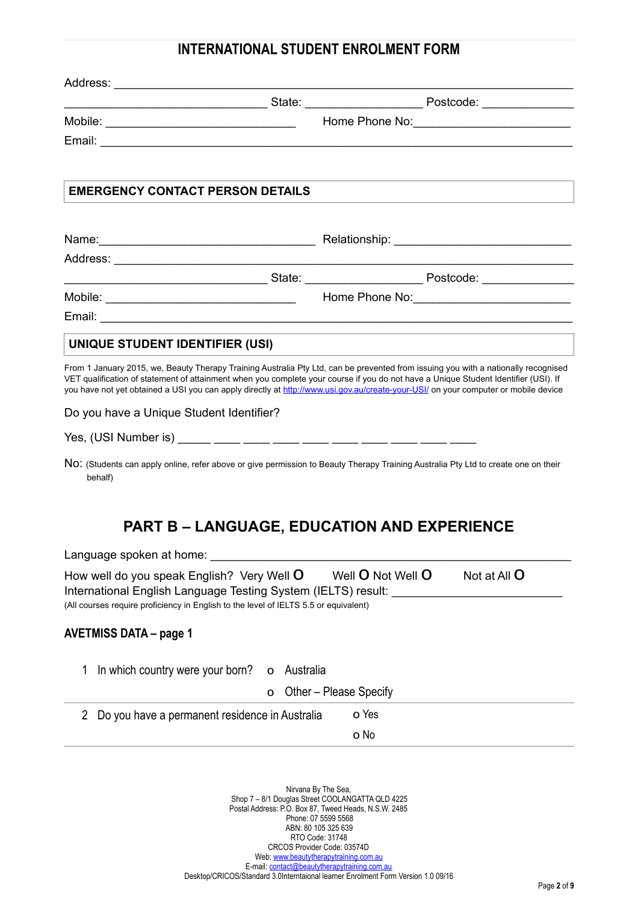# INTERNATIONAL STUDENT ENROLMENT FORM

Address: ______________________________________________________________________

______________________________ State: _________________ Postcode: _____________

Mobile: ____________________________ Home Phone No:______________________

Email: _______________________________________________________________________

## EMERGENCY CONTACT PERSON DETAILS

Name:________________________________ Relationship: __________________________

Address: ______________________________________________________________________

______________________________ State: _________________ Postcode: _____________

Mobile: ____________________________ Home Phone No:______________________

Email: _______________________________________________________________________

## UNIQUE STUDENT IDENTIFIER (USI)

From 1 January 2015, we, Beauty Therapy Training Australia Pty Ltd, can be prevented from issuing you with a nationally recognised VET qualification of statement of attainment when you complete your course if you do not have a Unique Student Identifier (USI). If you have not yet obtained a USI you can apply directly at http://www.usi.gov.au/create-your-USI/ on your computer or mobile device

Do you have a Unique Student Identifier?

Yes, (USI Number is) ____ ____ ____ ____ ____ ____ ____ ____ ____ ____

No: (Students can apply online, refer above or give permission to Beauty Therapy Training Australia Pty Ltd to create one on their behalf)

# PART B – LANGUAGE, EDUCATION AND EXPERIENCE

Language spoken at home: ______________________________________________________

How well do you speak English? Very Well O Well O Not Well O Not at All O

International English Language Testing System (IELTS) result: ________________________

(All courses require proficiency in English to the level of IELTS 5.5 or equivalent)

### AVETMISS DATA – page 1

1 In which country were your born?
- o Australia
- o Other – Please Specify

2 Do you have a permanent residence in Australia
- o Yes
- o No

Nirvana By The Sea,
Shop 7 – 8/1 Douglas Street COOLANGATTA QLD 4225
Postal Address: P.O. Box 87, Tweed Heads, N.S.W. 2485
Phone: 07 5599 5568
ABN: 80 105 325 639
RTO Code: 31748
CRCOS Provider Code: 03574D
Web: www.beautytherapytraining.com.au
E-mail: contact@beautytherapytraining.com.au
Desktop/CRICOS/Standard 3.0Interntaional learner Enrolment Form Version 1.0 09/16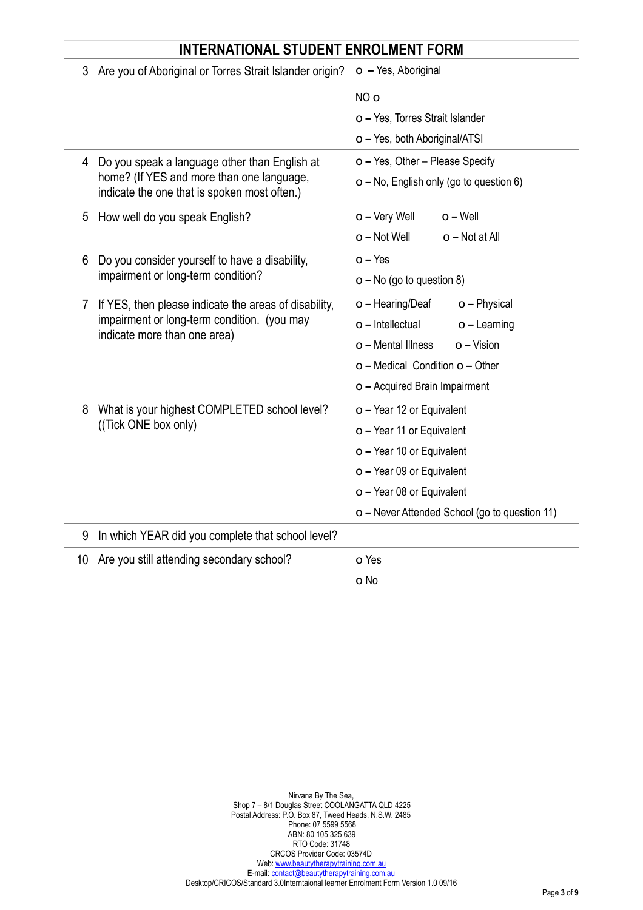## INTERNATIONAL STUDENT ENROLMENT FORM

| | | |
|---|---|---|
| 3 | Are you of Aboriginal or Torres Strait Islander origin? | o – Yes, Aboriginal<br>NO o<br>o – Yes, Torres Strait Islander<br>o – Yes, both Aboriginal/ATSI |
| 4 | Do you speak a language other than English at home? (If YES and more than one language, indicate the one that is spoken most often.) | o – Yes, Other – Please Specify<br>o – No, English only (go to question 6) |
| 5 | How well do you speak English? | o – Very Well    o – Well<br>o – Not Well    o – Not at All |
| 6 | Do you consider yourself to have a disability, impairment or long-term condition? | o – Yes<br>o – No (go to question 8) |
| 7 | If YES, then please indicate the areas of disability, impairment or long-term condition. (you may indicate more than one area) | o – Hearing/Deaf    o – Physical<br>o – Intellectual    o – Learning<br>o – Mental Illness    o – Vision<br>o – Medical Condition o – Other<br>o – Acquired Brain Impairment |
| 8 | What is your highest COMPLETED school level? ((Tick ONE box only) | o – Year 12 or Equivalent<br>o – Year 11 or Equivalent<br>o – Year 10 or Equivalent<br>o – Year 09 or Equivalent<br>o – Year 08 or Equivalent<br>o – Never Attended School (go to question 11) |
| 9 | In which YEAR did you complete that school level? | |
| 10 | Are you still attending secondary school? | o Yes<br>o No |

Nirvana By The Sea,
Shop 7 – 8/1 Douglas Street COOLANGATTA QLD 4225
Postal Address: P.O. Box 87, Tweed Heads, N.S.W. 2485
Phone: 07 5599 5568
ABN: 80 105 325 639
RTO Code: 31748
CRCOS Provider Code: 03574D
Web: www.beautytherapytraining.com.au
E-mail: contact@beautytherapytraining.com.au
Desktop/CRICOS/Standard 3.0Interntaional learner Enrolment Form Version 1.0 09/16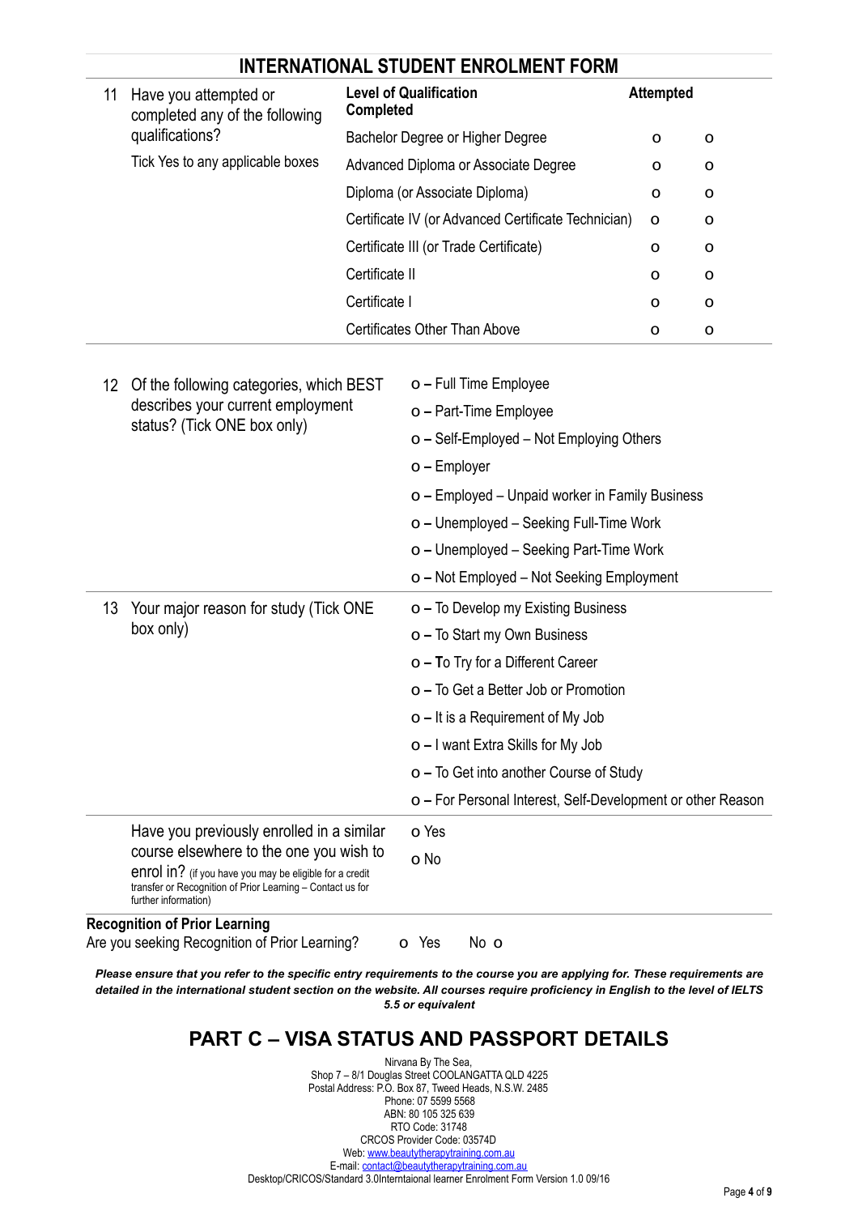## INTERNATIONAL STUDENT ENROLMENT FORM

| 11 | Have you attempted or completed any of the following qualifications? Tick Yes to any applicable boxes | Level of Qualification Completed | Attempted | |
|---|---|---|---|---|
| | | Bachelor Degree or Higher Degree | o | o |
| | | Advanced Diploma or Associate Degree | o | o |
| | | Diploma (or Associate Diploma) | o | o |
| | | Certificate IV (or Advanced Certificate Technician) | o | o |
| | | Certificate III (or Trade Certificate) | o | o |
| | | Certificate II | o | o |
| | | Certificate I | o | o |
| | | Certificates Other Than Above | o | o |

12 Of the following categories, which BEST describes your current employment status? (Tick ONE box only)

- o – Full Time Employee
- o – Part-Time Employee
- o – Self-Employed – Not Employing Others
- o – Employer
- o – Employed – Unpaid worker in Family Business
- o – Unemployed – Seeking Full-Time Work
- o – Unemployed – Seeking Part-Time Work
- o – Not Employed – Not Seeking Employment

13 Your major reason for study (Tick ONE box only)

- o – To Develop my Existing Business
- o – To Start my Own Business
- o – To Try for a Different Career
- o – To Get a Better Job or Promotion
- o – It is a Requirement of My Job
- o – I want Extra Skills for My Job
- o – To Get into another Course of Study
- o – For Personal Interest, Self-Development or other Reason

Have you previously enrolled in a similar course elsewhere to the one you wish to enrol in? (if you have you may be eligible for a credit transfer or Recognition of Prior Learning – Contact us for further information)

- o Yes
- o No

**Recognition of Prior Learning**

Are you seeking Recognition of Prior Learning? o Yes No o

***Please ensure that you refer to the specific entry requirements to the course you are applying for. These requirements are detailed in the international student section on the website. All courses require proficiency in English to the level of IELTS 5.5 or equivalent***

## PART C – VISA STATUS AND PASSPORT DETAILS

Nirvana By The Sea,
Shop 7 – 8/1 Douglas Street COOLANGATTA QLD 4225
Postal Address: P.O. Box 87, Tweed Heads, N.S.W. 2485
Phone: 07 5599 5568
ABN: 80 105 325 639
RTO Code: 31748
CRCOS Provider Code: 03574D
Web: www.beautytherapytraining.com.au
E-mail: contact@beautytherapytraining.com.au
Desktop/CRICOS/Standard 3.0Interntaional learner Enrolment Form Version 1.0 09/16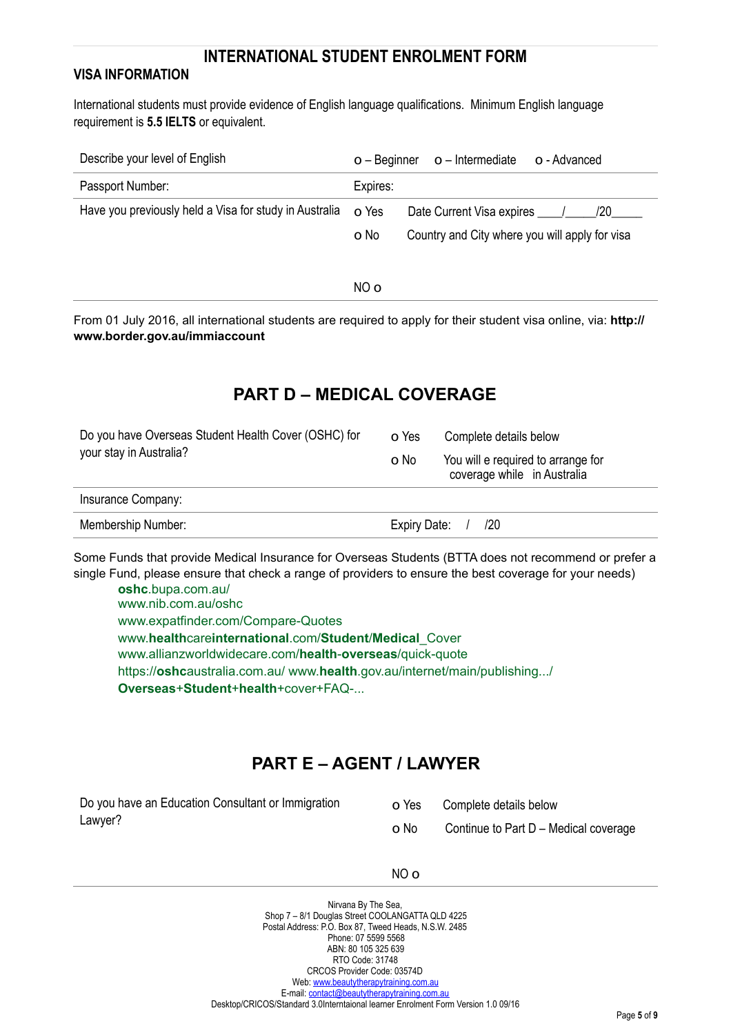# INTERNATIONAL STUDENT ENROLMENT FORM

## VISA INFORMATION

International students must provide evidence of English language qualifications. Minimum English language requirement is **5.5 IELTS** or equivalent.

| | | |
|---|---|---|
| Describe your level of English | o – Beginner o – Intermediate o - Advanced | |
| Passport Number: | Expires: | |
| Have you previously held a Visa for study in Australia | o Yes | Date Current Visa expires ____/_____/20_____ |
| | o No | Country and City where you will apply for visa |
| | NO o | |

From 01 July 2016, all international students are required to apply for their student visa online, via: **http://www.border.gov.au/immiaccount**

## PART D – MEDICAL COVERAGE

| | | |
|---|---|---|
| Do you have Overseas Student Health Cover (OSHC) for your stay in Australia? | o Yes | Complete details below |
| | o No | You will e required to arrange for coverage while in Australia |
| Insurance Company: | | |
| Membership Number: | Expiry Date: / /20 | |

Some Funds that provide Medical Insurance for Overseas Students (BTTA does not recommend or prefer a single Fund, please ensure that check a range of providers to ensure the best coverage for your needs)

- **oshc**.bupa.com.au/
- www.nib.com.au/oshc
- www.expatfinder.com/Compare-Quotes
- www.**health**care**international**.com/**Student**/**Medical**_Cover
- www.allianzworldwidecare.com/**health**-**overseas**/quick-quote
- https://**oshc**australia.com.au/ www.**health**.gov.au/internet/main/publishing.../ **Overseas**+**Student**+**health**+cover+FAQ-...

## PART E – AGENT / LAWYER

| | | |
|---|---|---|
| Do you have an Education Consultant or Immigration Lawyer? | o Yes | Complete details below |
| | o No | Continue to Part D – Medical coverage |
| | NO o | |

Nirvana By The Sea,
Shop 7 – 8/1 Douglas Street COOLANGATTA QLD 4225
Postal Address: P.O. Box 87, Tweed Heads, N.S.W. 2485
Phone: 07 5599 5568
ABN: 80 105 325 639
RTO Code: 31748
CRCOS Provider Code: 03574D
Web: www.beautytherapytraining.com.au
E-mail: contact@beautytherapytraining.com.au
Desktop/CRICOS/Standard 3.0Interntaional learner Enrolment Form Version 1.0 09/16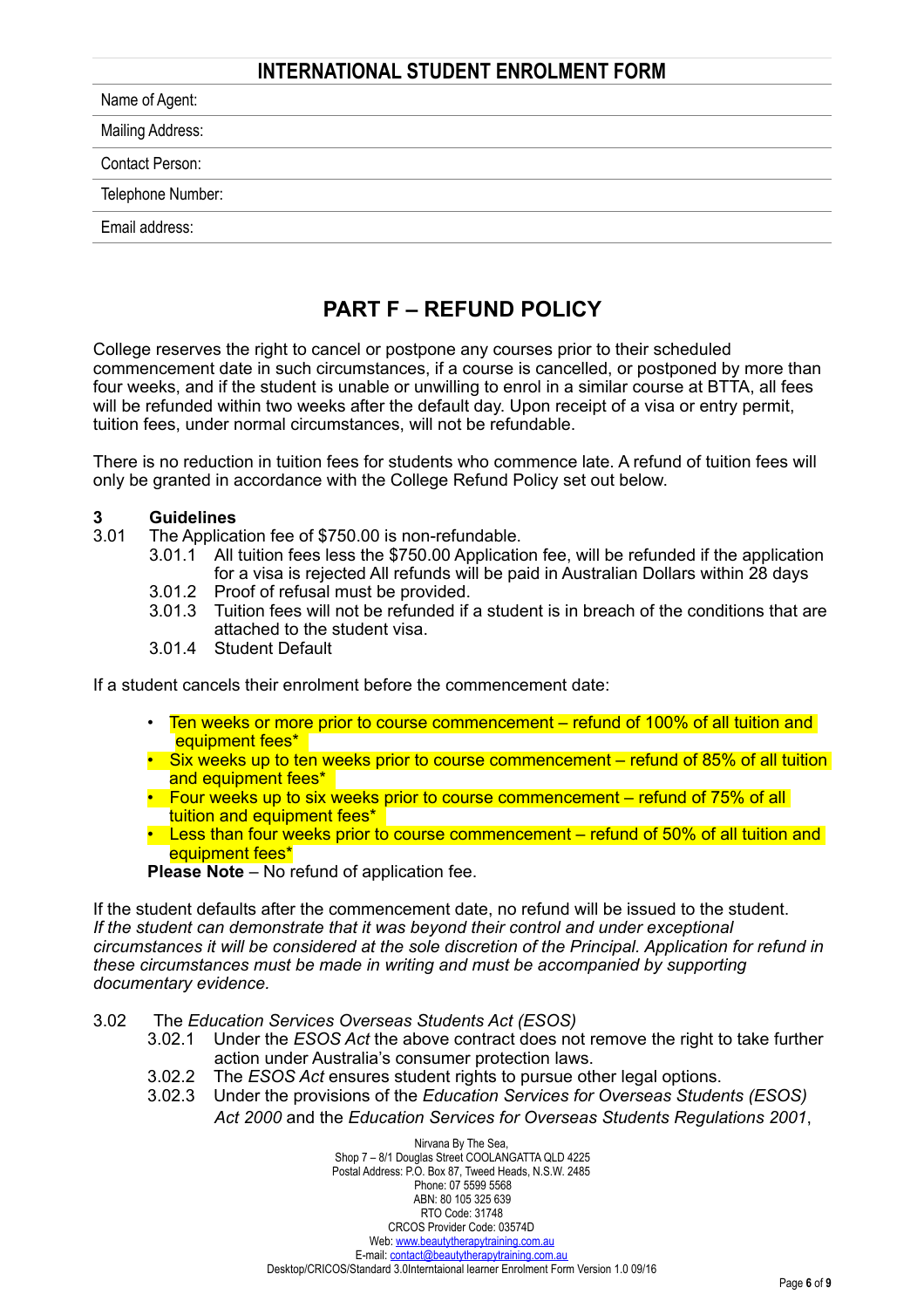## INTERNATIONAL STUDENT ENROLMENT FORM

| |
|---|
| Name of Agent: |
| Mailing Address: |
| Contact Person: |
| Telephone Number: |
| Email address: |

# PART F – REFUND POLICY

College reserves the right to cancel or postpone any courses prior to their scheduled commencement date in such circumstances, if a course is cancelled, or postponed by more than four weeks, and if the student is unable or unwilling to enrol in a similar course at BTTA, all fees will be refunded within two weeks after the default day. Upon receipt of a visa or entry permit, tuition fees, under normal circumstances, will not be refundable.

There is no reduction in tuition fees for students who commence late. A refund of tuition fees will only be granted in accordance with the College Refund Policy set out below.

**3 Guidelines**

3.01 The Application fee of $750.00 is non-refundable.

- 3.01.1 All tuition fees less the $750.00 Application fee, will be refunded if the application for a visa is rejected All refunds will be paid in Australian Dollars within 28 days
- 3.01.2 Proof of refusal must be provided.
- 3.01.3 Tuition fees will not be refunded if a student is in breach of the conditions that are attached to the student visa.
- 3.01.4 Student Default

If a student cancels their enrolment before the commencement date:

- Ten weeks or more prior to course commencement – refund of 100% of all tuition and equipment fees*
- Six weeks up to ten weeks prior to course commencement – refund of 85% of all tuition and equipment fees*
- Four weeks up to six weeks prior to course commencement – refund of 75% of all tuition and equipment fees*
- Less than four weeks prior to course commencement – refund of 50% of all tuition and equipment fees*

**Please Note** – No refund of application fee.

If the student defaults after the commencement date, no refund will be issued to the student. *If the student can demonstrate that it was beyond their control and under exceptional circumstances it will be considered at the sole discretion of the Principal. Application for refund in these circumstances must be made in writing and must be accompanied by supporting documentary evidence.*

3.02 The *Education Services Overseas Students Act (ESOS)*

- 3.02.1 Under the *ESOS Act* the above contract does not remove the right to take further action under Australia's consumer protection laws.
- 3.02.2 The *ESOS Act* ensures student rights to pursue other legal options.
- 3.02.3 Under the provisions of the *Education Services for Overseas Students (ESOS) Act 2000* and the *Education Services for Overseas Students Regulations 2001*,

Nirvana By The Sea,
Shop 7 – 8/1 Douglas Street COOLANGATTA QLD 4225
Postal Address: P.O. Box 87, Tweed Heads, N.S.W. 2485
Phone: 07 5599 5568
ABN: 80 105 325 639
RTO Code: 31748
CRCOS Provider Code: 03574D
Web: www.beautytherapytraining.com.au
E-mail: contact@beautytherapytraining.com.au
Desktop/CRICOS/Standard 3.0Interntaional learner Enrolment Form Version 1.0 09/16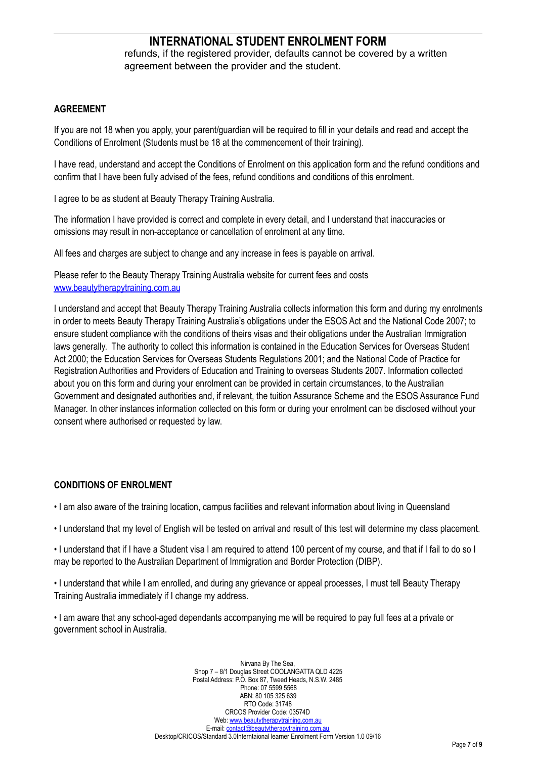refunds, if the registered provider, defaults cannot be covered by a written agreement between the provider and the student.

**AGREEMENT**

If you are not 18 when you apply, your parent/guardian will be required to fill in your details and read and accept the Conditions of Enrolment (Students must be 18 at the commencement of their training).

I have read, understand and accept the Conditions of Enrolment on this application form and the refund conditions and confirm that I have been fully advised of the fees, refund conditions and conditions of this enrolment.

I agree to be as student at Beauty Therapy Training Australia.

The information I have provided is correct and complete in every detail, and I understand that inaccuracies or omissions may result in non-acceptance or cancellation of enrolment at any time.

All fees and charges are subject to change and any increase in fees is payable on arrival.

Please refer to the Beauty Therapy Training Australia website for current fees and costs [www.beautytherapytraining.com.au](http://www.beautytherapytraining.com.au)

I understand and accept that Beauty Therapy Training Australia collects information this form and during my enrolments in order to meets Beauty Therapy Training Australia's obligations under the ESOS Act and the National Code 2007; to ensure student compliance with the conditions of theirs visas and their obligations under the Australian Immigration laws generally. The authority to collect this information is contained in the Education Services for Overseas Student Act 2000; the Education Services for Overseas Students Regulations 2001; and the National Code of Practice for Registration Authorities and Providers of Education and Training to overseas Students 2007. Information collected about you on this form and during your enrolment can be provided in certain circumstances, to the Australian Government and designated authorities and, if relevant, the tuition Assurance Scheme and the ESOS Assurance Fund Manager. In other instances information collected on this form or during your enrolment can be disclosed without your consent where authorised or requested by law.

**CONDITIONS OF ENROLMENT**

- I am also aware of the training location, campus facilities and relevant information about living in Queensland
- I understand that my level of English will be tested on arrival and result of this test will determine my class placement.
- I understand that if I have a Student visa I am required to attend 100 percent of my course, and that if I fail to do so I may be reported to the Australian Department of Immigration and Border Protection (DIBP).
- I understand that while I am enrolled, and during any grievance or appeal processes, I must tell Beauty Therapy Training Australia immediately if I change my address.
- I am aware that any school-aged dependants accompanying me will be required to pay full fees at a private or government school in Australia.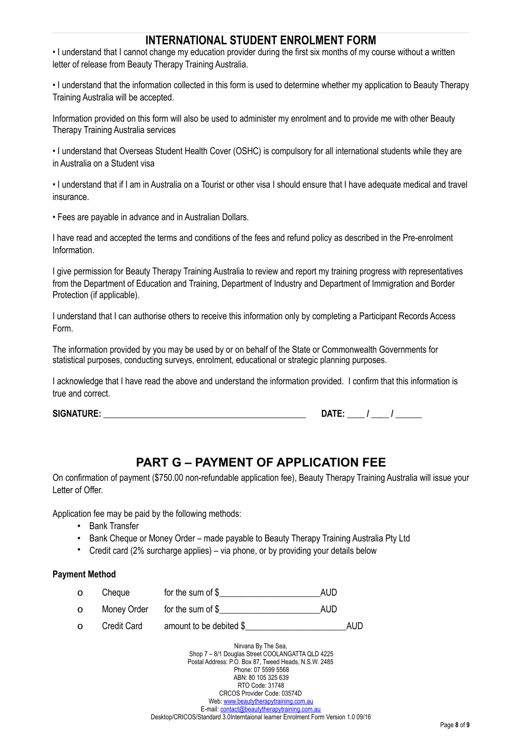## INTERNATIONAL STUDENT ENROLMENT FORM

• I understand that I cannot change my education provider during the first six months of my course without a written letter of release from Beauty Therapy Training Australia.

• I understand that the information collected in this form is used to determine whether my application to Beauty Therapy Training Australia will be accepted.

Information provided on this form will also be used to administer my enrolment and to provide me with other Beauty Therapy Training Australia services

• I understand that Overseas Student Health Cover (OSHC) is compulsory for all international students while they are in Australia on a Student visa

• I understand that if I am in Australia on a Tourist or other visa I should ensure that I have adequate medical and travel insurance.

• Fees are payable in advance and in Australian Dollars.

I have read and accepted the terms and conditions of the fees and refund policy as described in the Pre-enrolment Information.

I give permission for Beauty Therapy Training Australia to review and report my training progress with representatives from the Department of Education and Training, Department of Industry and Department of Immigration and Border Protection (if applicable).

I understand that I can authorise others to receive this information only by completing a Participant Records Access Form.

The information provided by you may be used by or on behalf of the State or Commonwealth Governments for statistical purposes, conducting surveys, enrolment, educational or strategic planning purposes.

I acknowledge that I have read the above and understand the information provided. I confirm that this information is true and correct.

**SIGNATURE:** ____________________________________________ **DATE:** ____ / ____ / ______

## PART G – PAYMENT OF APPLICATION FEE

On confirmation of payment ($750.00 non-refundable application fee), Beauty Therapy Training Australia will issue your Letter of Offer.

Application fee may be paid by the following methods:

- Bank Transfer
- Bank Cheque or Money Order – made payable to Beauty Therapy Training Australia Pty Ltd
- Credit card (2% surcharge applies) – via phone, or by providing your details below

**Payment Method**

- o Cheque for the sum of $____________________AUD
- o Money Order for the sum of $____________________AUD
- o Credit Card amount to be debited $____________________AUD

Nirvana By The Sea,
Shop 7 – 8/1 Douglas Street COOLANGATTA QLD 4225
Postal Address: P.O. Box 87, Tweed Heads, N.S.W. 2485
Phone: 07 5599 5568
ABN: 80 105 325 639
RTO Code: 31748
CRCOS Provider Code: 03574D
Web: www.beautytherapytraining.com.au
E-mail: contact@beautytherapytraining.com.au
Desktop/CRICOS/Standard 3.0Interntaional learner Enrolment Form Version 1.0 09/16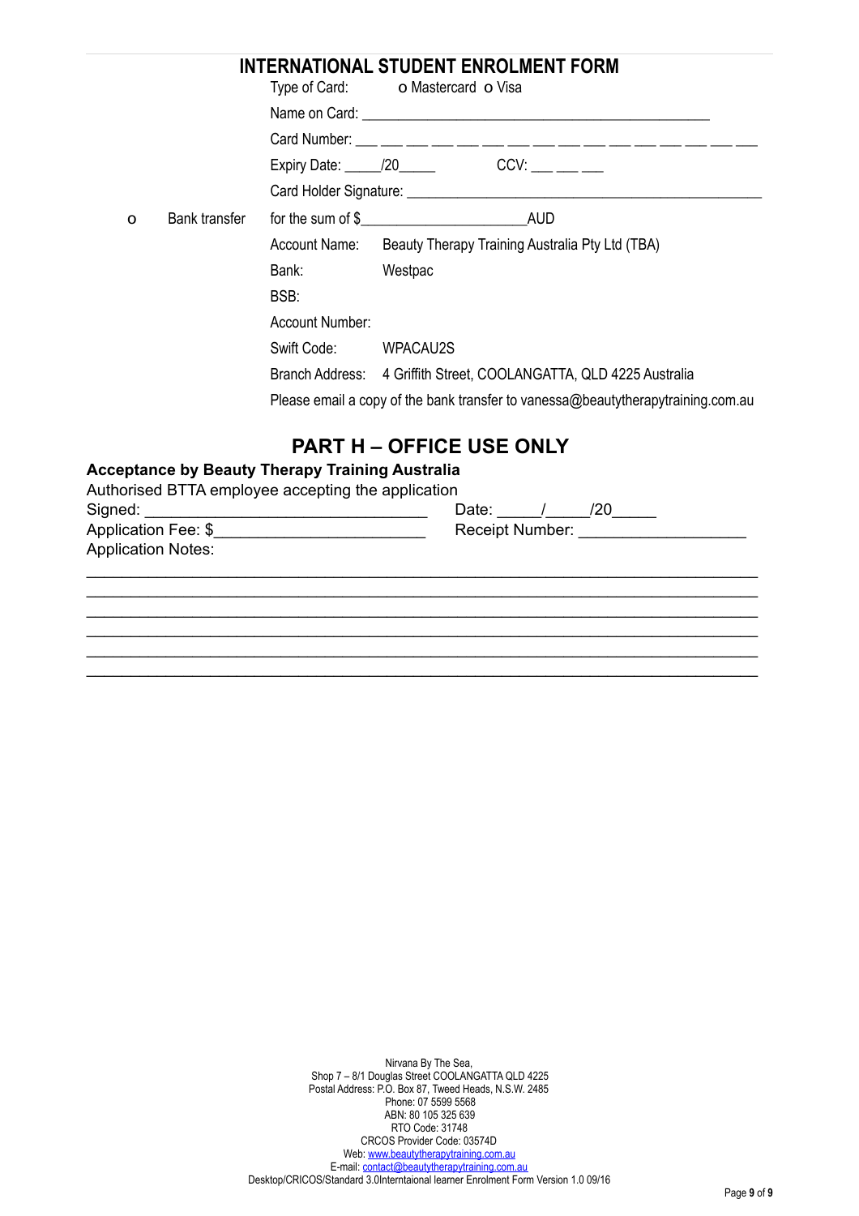# INTERNATIONAL STUDENT ENROLMENT FORM

Type of Card: o Mastercard o Visa

Name on Card: ____________________________________________

Card Number: ___ ___ ___ ___ ___ ___ ___ ___ ___ ___ ___ ___ ___ ___ ___ ___

Expiry Date: _____/20_____ CCV: ___ ___ ___

Card Holder Signature: ________________________________________________

o Bank transfer for the sum of $_____________________AUD

| | |
|---|---|
| Account Name: | Beauty Therapy Training Australia Pty Ltd (TBA) |
| Bank: | Westpac |
| BSB: | |
| Account Number: | |
| Swift Code: | WPACAU2S |
| Branch Address: | 4 Griffith Street, COOLANGATTA, QLD 4225 Australia |

Please email a copy of the bank transfer to vanessa@beautytherapytraining.com.au

## PART H – OFFICE USE ONLY

**Acceptance by Beauty Therapy Training Australia**

Authorised BTTA employee accepting the application

Signed: ________________________________ Date: _____/_____/20_____

Application Fee: $______________________ Receipt Number: __________________

Application Notes:

___________________________________________________________________________
___________________________________________________________________________
___________________________________________________________________________
___________________________________________________________________________
___________________________________________________________________________
___________________________________________________________________________

Nirvana By The Sea,
Shop 7 – 8/1 Douglas Street COOLANGATTA QLD 4225
Postal Address: P.O. Box 87, Tweed Heads, N.S.W. 2485
Phone: 07 5599 5568
ABN: 80 105 325 639
RTO Code: 31748
CRCOS Provider Code: 03574D
Web: www.beautytherapytraining.com.au
E-mail: contact@beautytherapytraining.com.au
Desktop/CRICOS/Standard 3.0Interntaional learner Enrolment Form Version 1.0 09/16